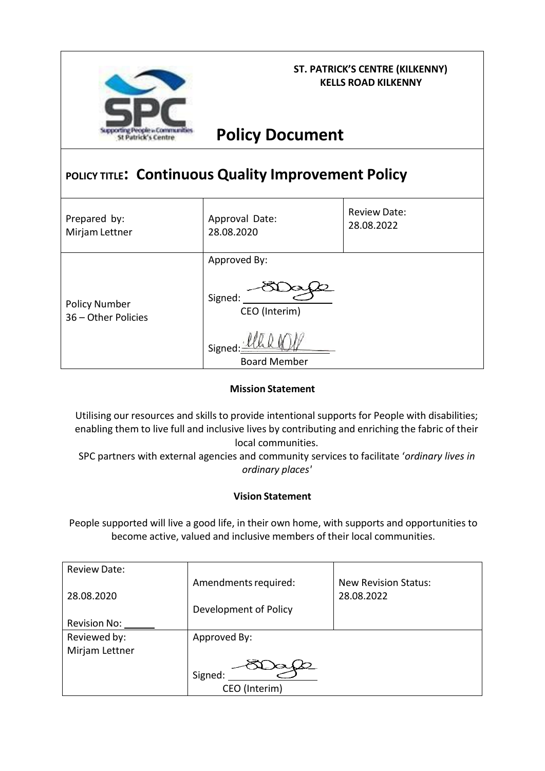**ST. PATRICK'S CENTRE (KILKENNY)**
**KELLS ROAD KILKENNY**

# Policy Document

## POLICY TITLE: Continuous Quality Improvement Policy

| Prepared by: Mirjam Lettner | Approval Date: 28.08.2020 | Review Date: 28.08.2022 |
|---|---|---|
| Policy Number 36 – Other Policies | Approved By: Signed: ________ CEO (Interim) Signed: ________ Board Member | |

**Mission Statement**

Utilising our resources and skills to provide intentional supports for People with disabilities; enabling them to live full and inclusive lives by contributing and enriching the fabric of their local communities.

SPC partners with external agencies and community services to facilitate '*ordinary lives in ordinary places*'

**Vision Statement**

People supported will live a good life, in their own home, with supports and opportunities to become active, valued and inclusive members of their local communities.

| Review Date: 28.08.2020 Revision No: ______ | Amendments required: Development of Policy | New Revision Status: 28.08.2022 |
|---|---|---|
| Reviewed by: Mirjam Lettner | Approved By: Signed: ________ CEO (Interim) | |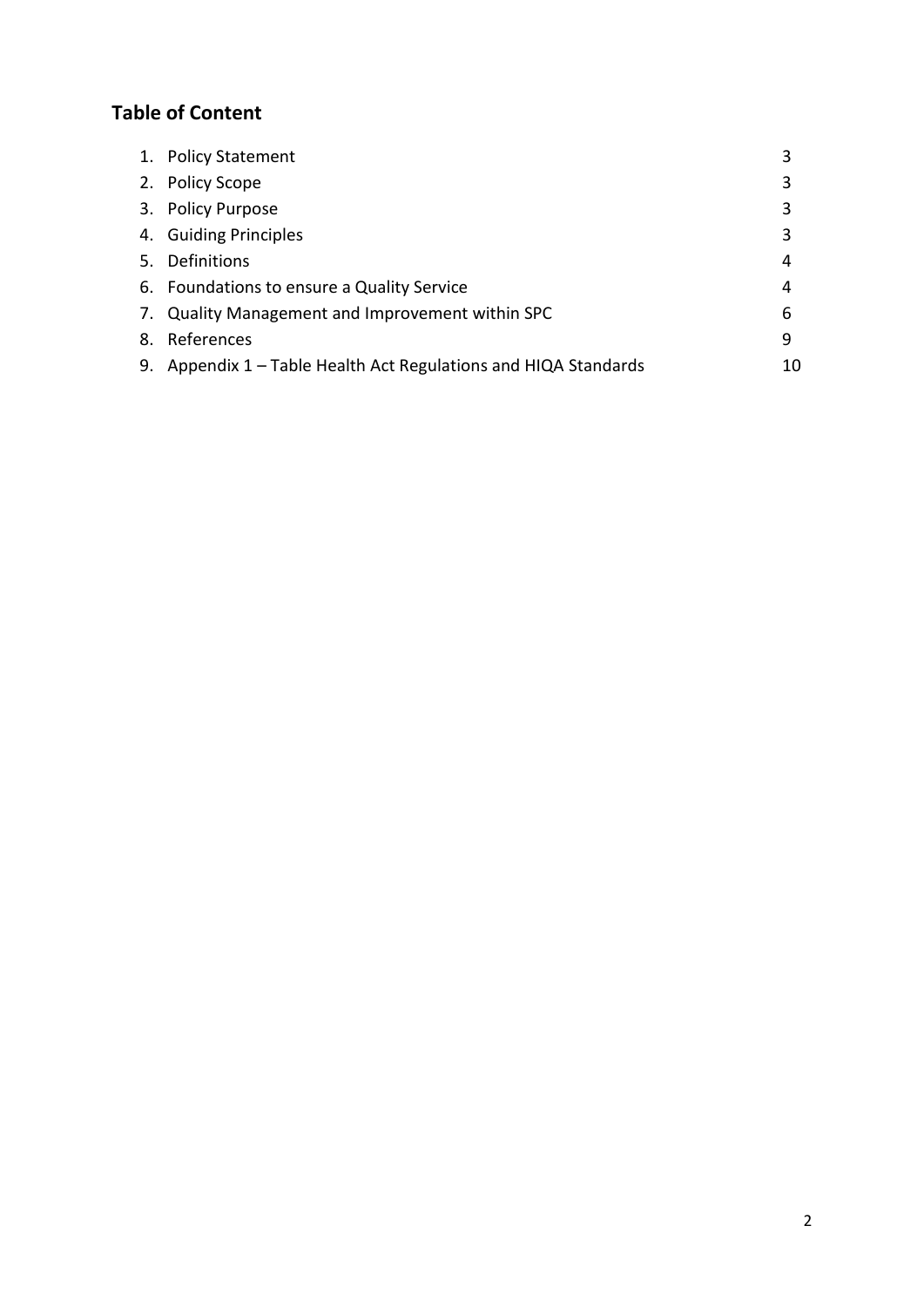## Table of Content

| | |
|---|---|
| 1. Policy Statement | 3 |
| 2. Policy Scope | 3 |
| 3. Policy Purpose | 3 |
| 4. Guiding Principles | 3 |
| 5. Definitions | 4 |
| 6. Foundations to ensure a Quality Service | 4 |
| 7. Quality Management and Improvement within SPC | 6 |
| 8. References | 9 |
| 9. Appendix 1 – Table Health Act Regulations and HIQA Standards | 10 |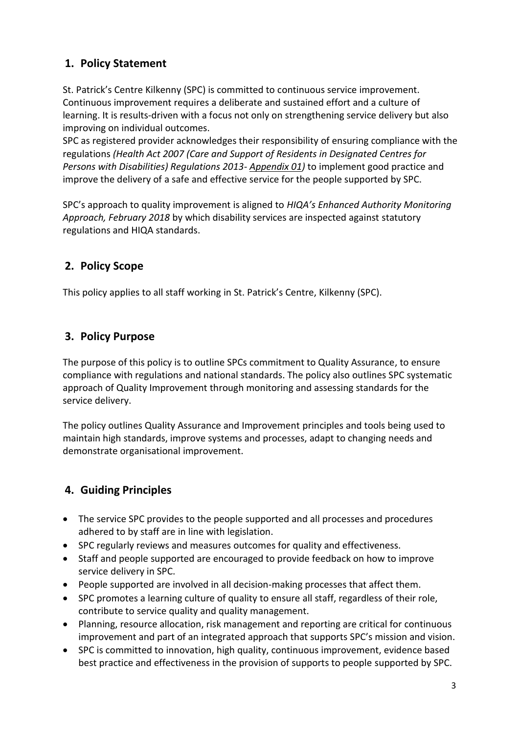## 1. Policy Statement

St. Patrick's Centre Kilkenny (SPC) is committed to continuous service improvement. Continuous improvement requires a deliberate and sustained effort and a culture of learning. It is results-driven with a focus not only on strengthening service delivery but also improving on individual outcomes.

SPC as registered provider acknowledges their responsibility of ensuring compliance with the regulations *(Health Act 2007 (Care and Support of Residents in Designated Centres for Persons with Disabilities) Regulations 2013- Appendix 01)* to implement good practice and improve the delivery of a safe and effective service for the people supported by SPC.

SPC's approach to quality improvement is aligned to *HIQA's Enhanced Authority Monitoring Approach, February 2018* by which disability services are inspected against statutory regulations and HIQA standards.

## 2. Policy Scope

This policy applies to all staff working in St. Patrick's Centre, Kilkenny (SPC).

## 3. Policy Purpose

The purpose of this policy is to outline SPCs commitment to Quality Assurance, to ensure compliance with regulations and national standards. The policy also outlines SPC systematic approach of Quality Improvement through monitoring and assessing standards for the service delivery.

The policy outlines Quality Assurance and Improvement principles and tools being used to maintain high standards, improve systems and processes, adapt to changing needs and demonstrate organisational improvement.

## 4. Guiding Principles

- The service SPC provides to the people supported and all processes and procedures adhered to by staff are in line with legislation.
- SPC regularly reviews and measures outcomes for quality and effectiveness.
- Staff and people supported are encouraged to provide feedback on how to improve service delivery in SPC.
- People supported are involved in all decision-making processes that affect them.
- SPC promotes a learning culture of quality to ensure all staff, regardless of their role, contribute to service quality and quality management.
- Planning, resource allocation, risk management and reporting are critical for continuous improvement and part of an integrated approach that supports SPC's mission and vision.
- SPC is committed to innovation, high quality, continuous improvement, evidence based best practice and effectiveness in the provision of supports to people supported by SPC.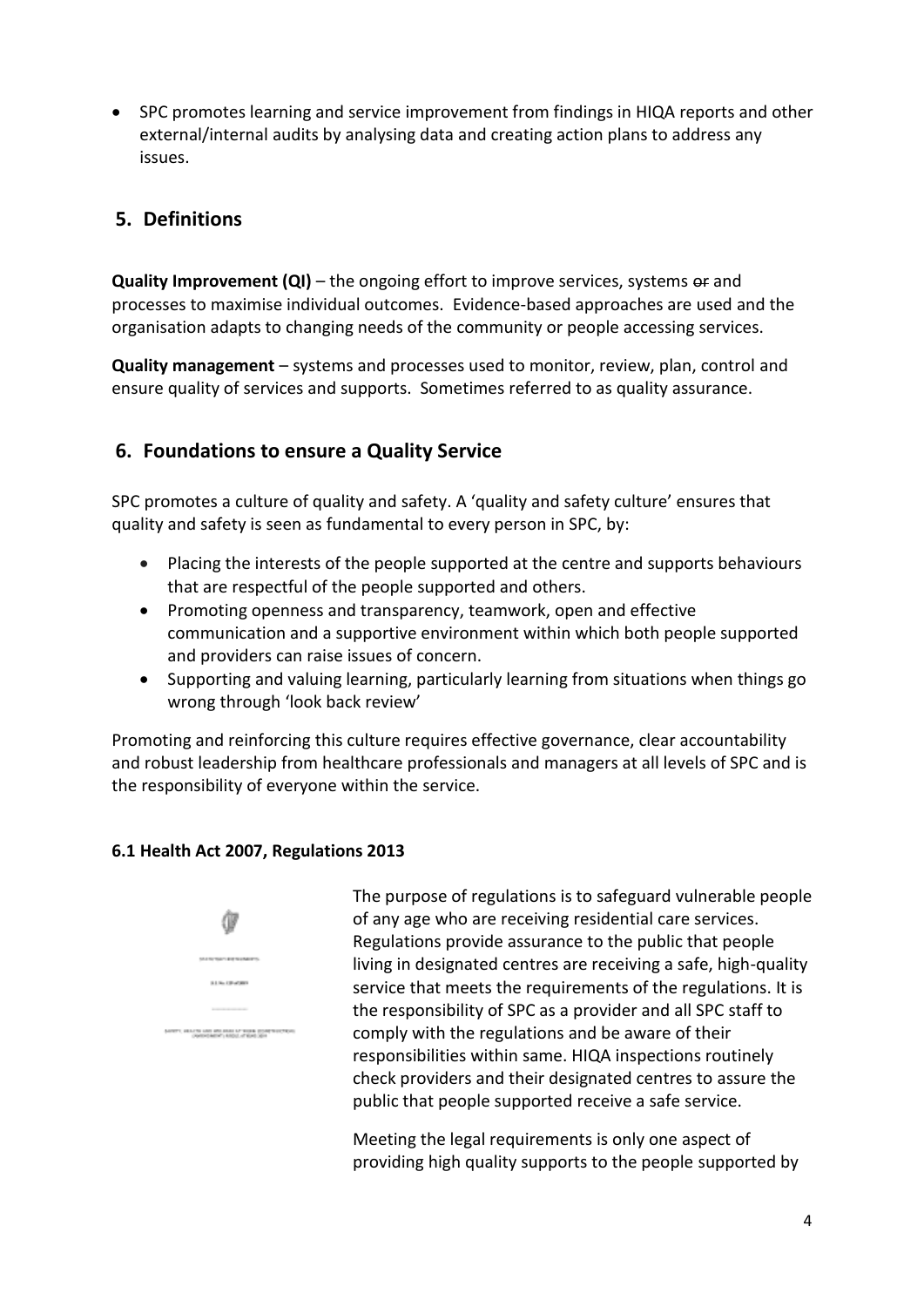- SPC promotes learning and service improvement from findings in HIQA reports and other external/internal audits by analysing data and creating action plans to address any issues.

## 5. Definitions

**Quality Improvement (QI)** – the ongoing effort to improve services, systems ~~or~~ and processes to maximise individual outcomes. Evidence-based approaches are used and the organisation adapts to changing needs of the community or people accessing services.

**Quality management** – systems and processes used to monitor, review, plan, control and ensure quality of services and supports. Sometimes referred to as quality assurance.

## 6. Foundations to ensure a Quality Service

SPC promotes a culture of quality and safety. A 'quality and safety culture' ensures that quality and safety is seen as fundamental to every person in SPC, by:

- Placing the interests of the people supported at the centre and supports behaviours that are respectful of the people supported and others.
- Promoting openness and transparency, teamwork, open and effective communication and a supportive environment within which both people supported and providers can raise issues of concern.
- Supporting and valuing learning, particularly learning from situations when things go wrong through 'look back review'

Promoting and reinforcing this culture requires effective governance, clear accountability and robust leadership from healthcare professionals and managers at all levels of SPC and is the responsibility of everyone within the service.

### 6.1 Health Act 2007, Regulations 2013

The purpose of regulations is to safeguard vulnerable people of any age who are receiving residential care services. Regulations provide assurance to the public that people living in designated centres are receiving a safe, high-quality service that meets the requirements of the regulations. It is the responsibility of SPC as a provider and all SPC staff to comply with the regulations and be aware of their responsibilities within same. HIQA inspections routinely check providers and their designated centres to assure the public that people supported receive a safe service.

Meeting the legal requirements is only one aspect of providing high quality supports to the people supported by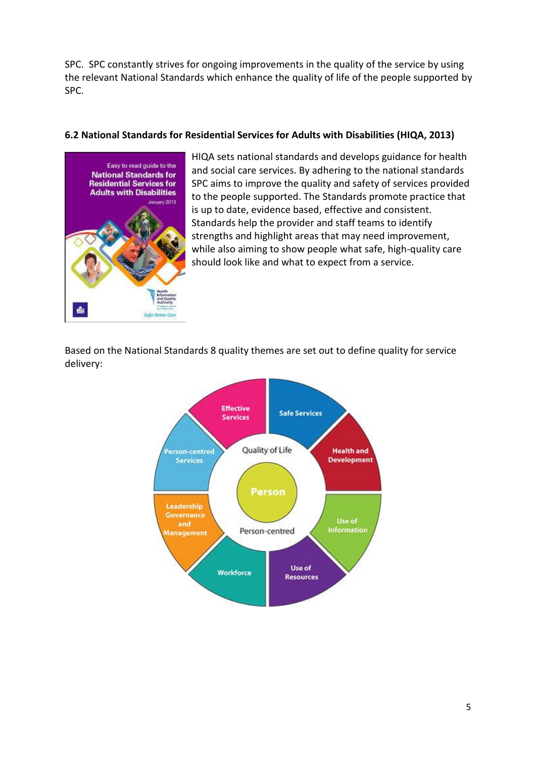SPC. SPC constantly strives for ongoing improvements in the quality of the service by using the relevant National Standards which enhance the quality of life of the people supported by SPC.

### 6.2 National Standards for Residential Services for Adults with Disabilities (HIQA, 2013)

HIQA sets national standards and develops guidance for health and social care services. By adhering to the national standards SPC aims to improve the quality and safety of services provided to the people supported. The Standards promote practice that is up to date, evidence based, effective and consistent. Standards help the provider and staff teams to identify strengths and highlight areas that may need improvement, while also aiming to show people what safe, high-quality care should look like and what to expect from a service.

Based on the National Standards 8 quality themes are set out to define quality for service delivery: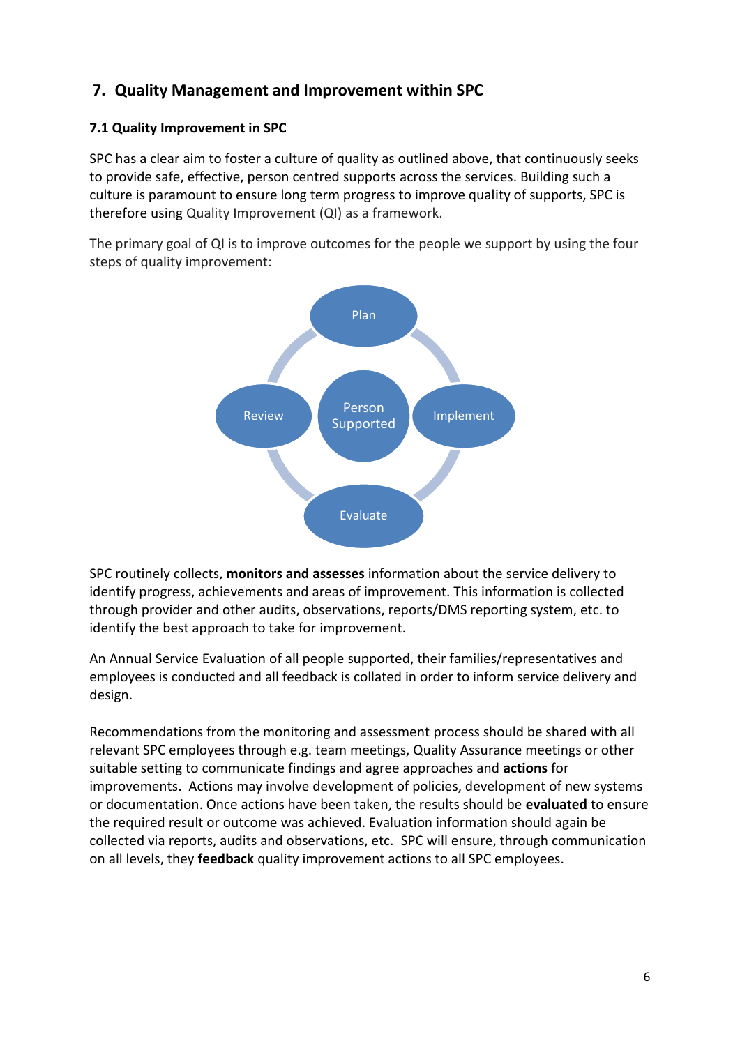## 7. Quality Management and Improvement within SPC

### 7.1 Quality Improvement in SPC

SPC has a clear aim to foster a culture of quality as outlined above, that continuously seeks to provide safe, effective, person centred supports across the services. Building such a culture is paramount to ensure long term progress to improve quality of supports, SPC is therefore using Quality Improvement (QI) as a framework.

The primary goal of QI is to improve outcomes for the people we support by using the four steps of quality improvement:

Plan

Review

Person Supported

Implement

Evaluate

SPC routinely collects, **monitors and assesses** information about the service delivery to identify progress, achievements and areas of improvement. This information is collected through provider and other audits, observations, reports/DMS reporting system, etc. to identify the best approach to take for improvement.

An Annual Service Evaluation of all people supported, their families/representatives and employees is conducted and all feedback is collated in order to inform service delivery and design.

Recommendations from the monitoring and assessment process should be shared with all relevant SPC employees through e.g. team meetings, Quality Assurance meetings or other suitable setting to communicate findings and agree approaches and **actions** for improvements. Actions may involve development of policies, development of new systems or documentation. Once actions have been taken, the results should be **evaluated** to ensure the required result or outcome was achieved. Evaluation information should again be collected via reports, audits and observations, etc. SPC will ensure, through communication on all levels, they **feedback** quality improvement actions to all SPC employees.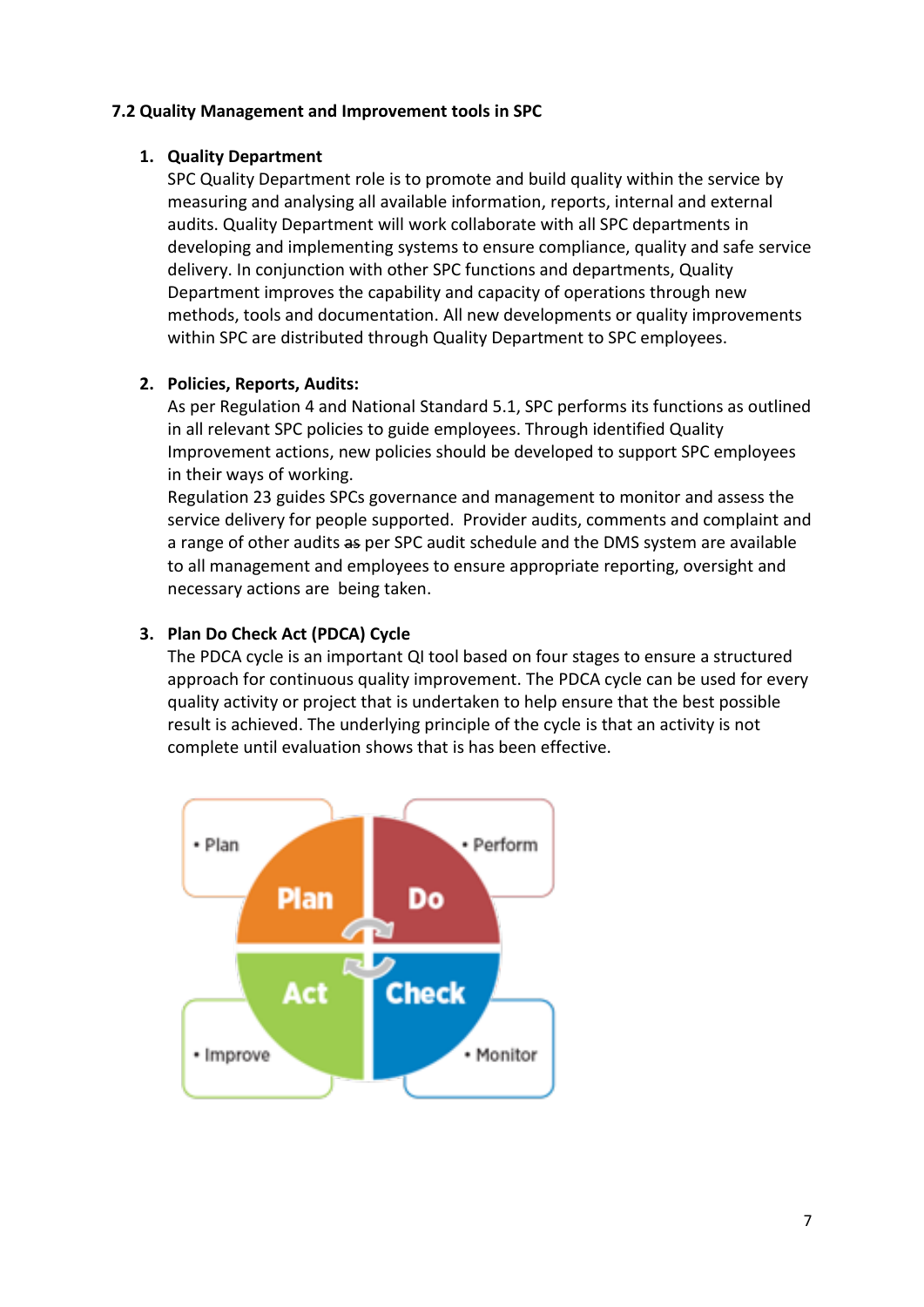### 7.2 Quality Management and Improvement tools in SPC

1. **Quality Department**
   SPC Quality Department role is to promote and build quality within the service by measuring and analysing all available information, reports, internal and external audits. Quality Department will work collaborate with all SPC departments in developing and implementing systems to ensure compliance, quality and safe service delivery. In conjunction with other SPC functions and departments, Quality Department improves the capability and capacity of operations through new methods, tools and documentation. All new developments or quality improvements within SPC are distributed through Quality Department to SPC employees.

2. **Policies, Reports, Audits:**
   As per Regulation 4 and National Standard 5.1, SPC performs its functions as outlined in all relevant SPC policies to guide employees. Through identified Quality Improvement actions, new policies should be developed to support SPC employees in their ways of working.
   Regulation 23 guides SPCs governance and management to monitor and assess the service delivery for people supported. Provider audits, comments and complaint and a range of other audits ~~as~~ per SPC audit schedule and the DMS system are available to all management and employees to ensure appropriate reporting, oversight and necessary actions are being taken.

3. **Plan Do Check Act (PDCA) Cycle**
   The PDCA cycle is an important QI tool based on four stages to ensure a structured approach for continuous quality improvement. The PDCA cycle can be used for every quality activity or project that is undertaken to help ensure that the best possible result is achieved. The underlying principle of the cycle is that an activity is not complete until evaluation shows that is has been effective.

- Plan — Plan
- Do — Perform
- Check — Monitor
- Act — Improve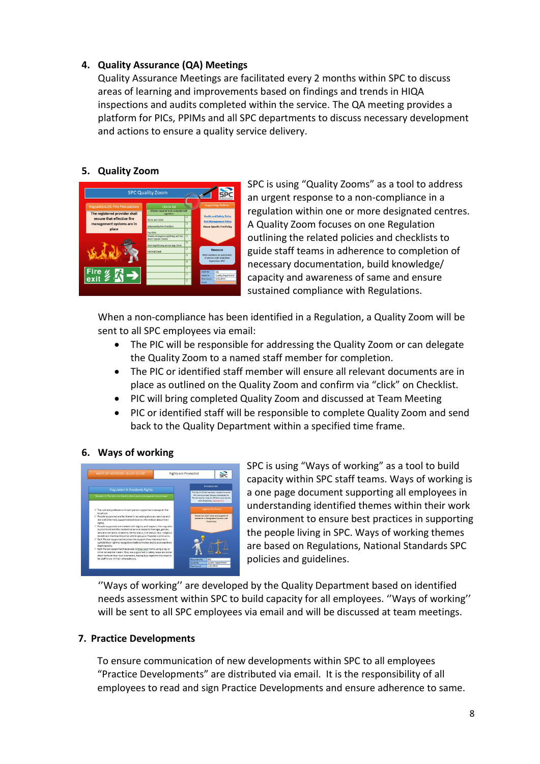4. **Quality Assurance (QA) Meetings**

   Quality Assurance Meetings are facilitated every 2 months within SPC to discuss areas of learning and improvements based on findings and trends in HIQA inspections and audits completed within the service. The QA meeting provides a platform for PICs, PPIMs and all SPC departments to discuss necessary development and actions to ensure a quality service delivery.

5. **Quality Zoom**

   SPC is using "Quality Zooms" as a tool to address an urgent response to a non-compliance in a regulation within one or more designated centres. A Quality Zoom focuses on one Regulation outlining the related policies and checklists to guide staff teams in adherence to completion of necessary documentation, build knowledge/ capacity and awareness of same and ensure sustained compliance with Regulations.

   When a non-compliance has been identified in a Regulation, a Quality Zoom will be sent to all SPC employees via email:

   - The PIC will be responsible for addressing the Quality Zoom or can delegate the Quality Zoom to a named staff member for completion.
   - The PIC or identified staff member will ensure all relevant documents are in place as outlined on the Quality Zoom and confirm via "click" on Checklist.
   - PIC will bring completed Quality Zoom and discussed at Team Meeting
   - PIC or identified staff will be responsible to complete Quality Zoom and send back to the Quality Department within a specified time frame.

6. **Ways of working**

   SPC is using "Ways of working" as a tool to build capacity within SPC staff teams. Ways of working is a one page document supporting all employees in understanding identified themes within their work environment to ensure best practices in supporting the people living in SPC. Ways of working themes are based on Regulations, National Standards SPC policies and guidelines.

   ''Ways of working'' are developed by the Quality Department based on identified needs assessment within SPC to build capacity for all employees. ''Ways of working'' will be sent to all SPC employees via email and will be discussed at team meetings.

7. **Practice Developments**

   To ensure communication of new developments within SPC to all employees "Practice Developments" are distributed via email. It is the responsibility of all employees to read and sign Practice Developments and ensure adherence to same.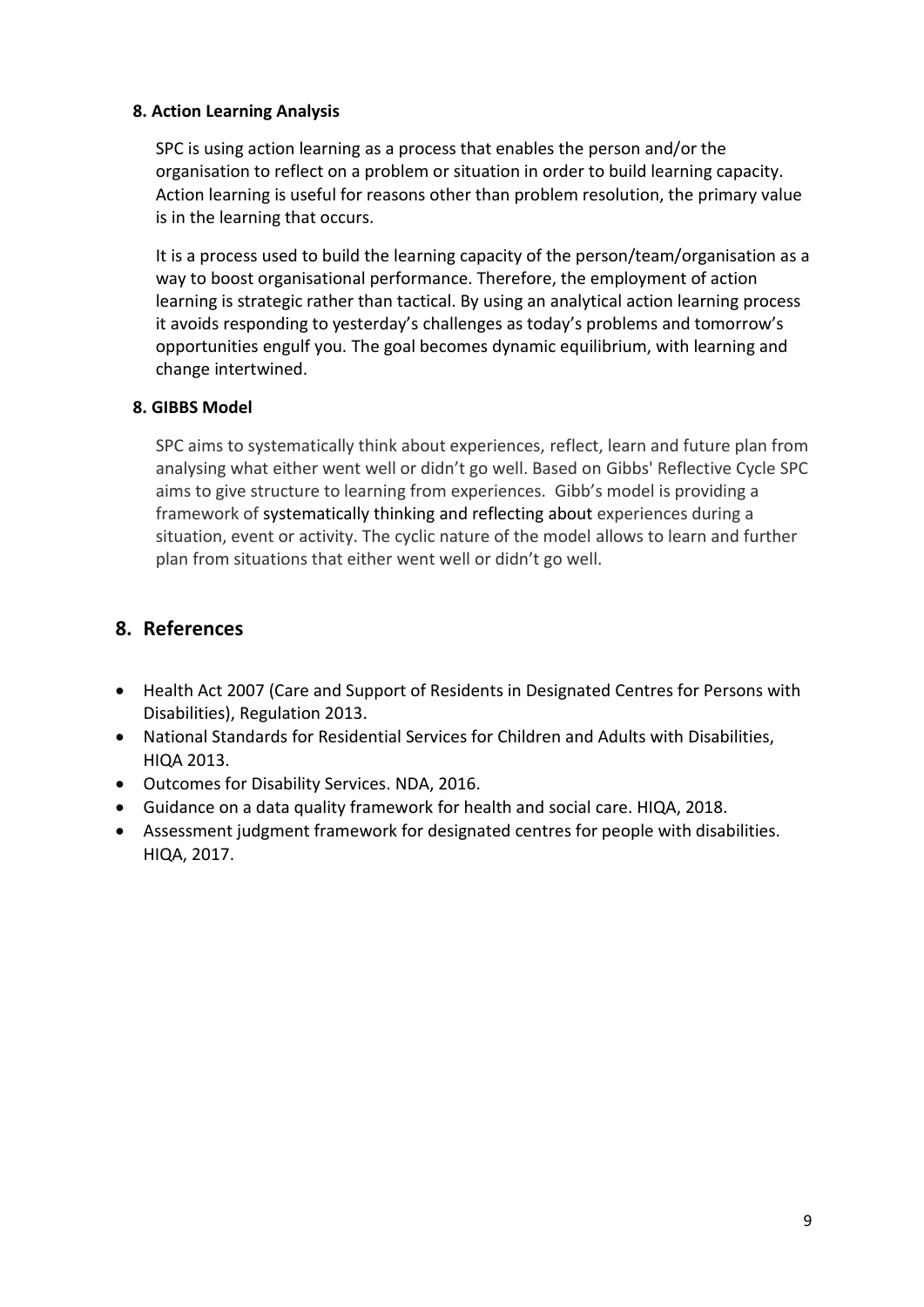### 8. Action Learning Analysis

SPC is using action learning as a process that enables the person and/or the organisation to reflect on a problem or situation in order to build learning capacity. Action learning is useful for reasons other than problem resolution, the primary value is in the learning that occurs.

It is a process used to build the learning capacity of the person/team/organisation as a way to boost organisational performance. Therefore, the employment of action learning is strategic rather than tactical. By using an analytical action learning process it avoids responding to yesterday's challenges as today's problems and tomorrow's opportunities engulf you. The goal becomes dynamic equilibrium, with learning and change intertwined.

### 8. GIBBS Model

SPC aims to systematically think about experiences, reflect, learn and future plan from analysing what either went well or didn't go well. Based on Gibbs' Reflective Cycle SPC aims to give structure to learning from experiences. Gibb's model is providing a framework of systematically thinking and reflecting about experiences during a situation, event or activity. The cyclic nature of the model allows to learn and further plan from situations that either went well or didn't go well.

## 8. References

- Health Act 2007 (Care and Support of Residents in Designated Centres for Persons with Disabilities), Regulation 2013.
- National Standards for Residential Services for Children and Adults with Disabilities, HIQA 2013.
- Outcomes for Disability Services. NDA, 2016.
- Guidance on a data quality framework for health and social care. HIQA, 2018.
- Assessment judgment framework for designated centres for people with disabilities. HIQA, 2017.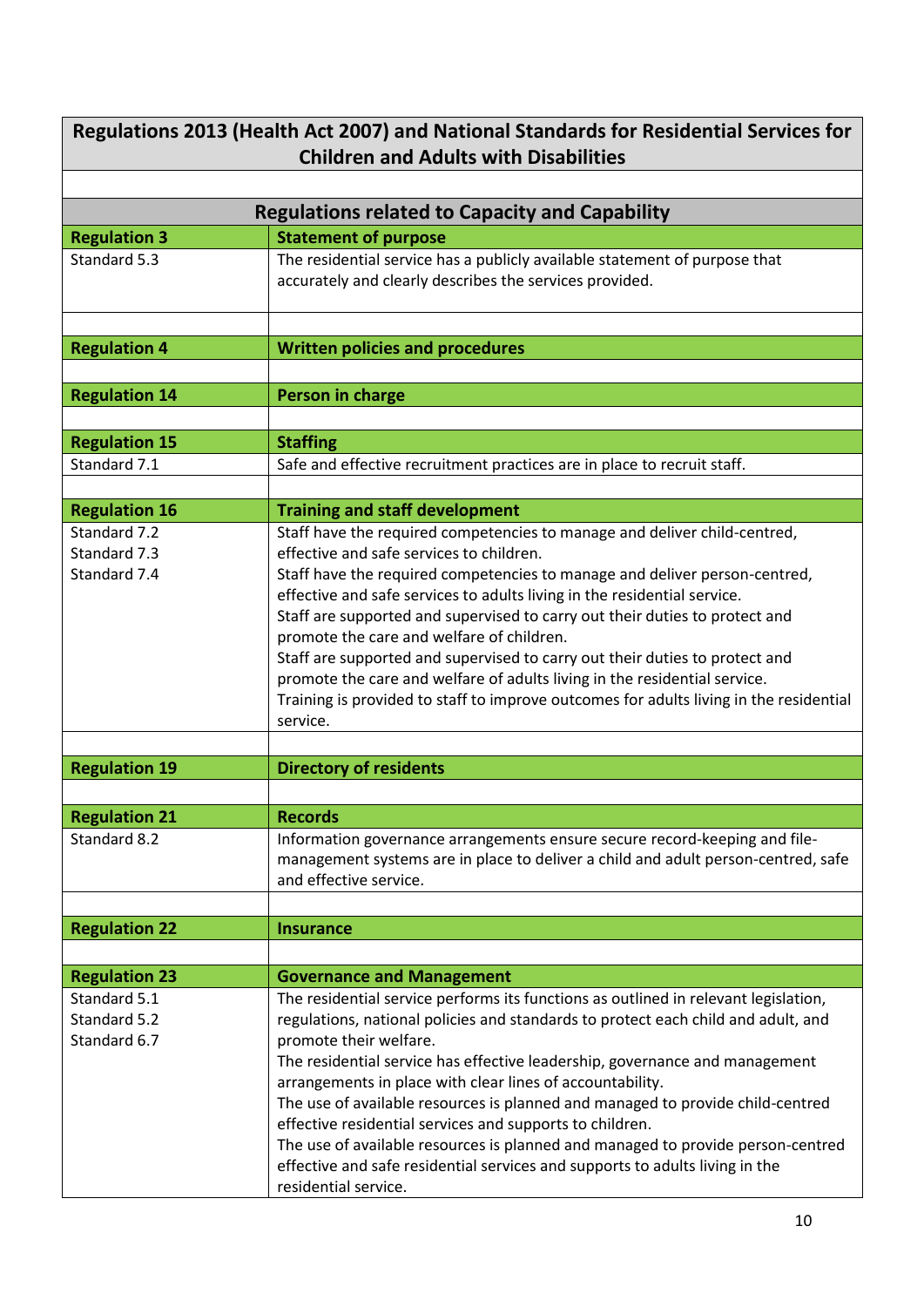| Regulations 2013 (Health Act 2007) and National Standards for Residential Services for Children and Adults with Disabilities | |
|---|---|
| | |
| **Regulations related to Capacity and Capability** | |
| **Regulation 3** | **Statement of purpose** |
| Standard 5.3 | The residential service has a publicly available statement of purpose that accurately and clearly describes the services provided. |
| | |
| **Regulation 4** | **Written policies and procedures** |
| | |
| **Regulation 14** | **Person in charge** |
| | |
| **Regulation 15** | **Staffing** |
| Standard 7.1 | Safe and effective recruitment practices are in place to recruit staff. |
| | |
| **Regulation 16** | **Training and staff development** |
| Standard 7.2<br>Standard 7.3<br>Standard 7.4 | Staff have the required competencies to manage and deliver child-centred, effective and safe services to children.<br>Staff have the required competencies to manage and deliver person-centred, effective and safe services to adults living in the residential service.<br>Staff are supported and supervised to carry out their duties to protect and promote the care and welfare of children.<br>Staff are supported and supervised to carry out their duties to protect and promote the care and welfare of adults living in the residential service.<br>Training is provided to staff to improve outcomes for adults living in the residential service. |
| | |
| **Regulation 19** | **Directory of residents** |
| | |
| **Regulation 21** | **Records** |
| Standard 8.2 | Information governance arrangements ensure secure record-keeping and file-management systems are in place to deliver a child and adult person-centred, safe and effective service. |
| | |
| **Regulation 22** | **Insurance** |
| | |
| **Regulation 23** | **Governance and Management** |
| Standard 5.1<br>Standard 5.2<br>Standard 6.7 | The residential service performs its functions as outlined in relevant legislation, regulations, national policies and standards to protect each child and adult, and promote their welfare.<br>The residential service has effective leadership, governance and management arrangements in place with clear lines of accountability.<br>The use of available resources is planned and managed to provide child-centred effective residential services and supports to children.<br>The use of available resources is planned and managed to provide person-centred effective and safe residential services and supports to adults living in the residential service. |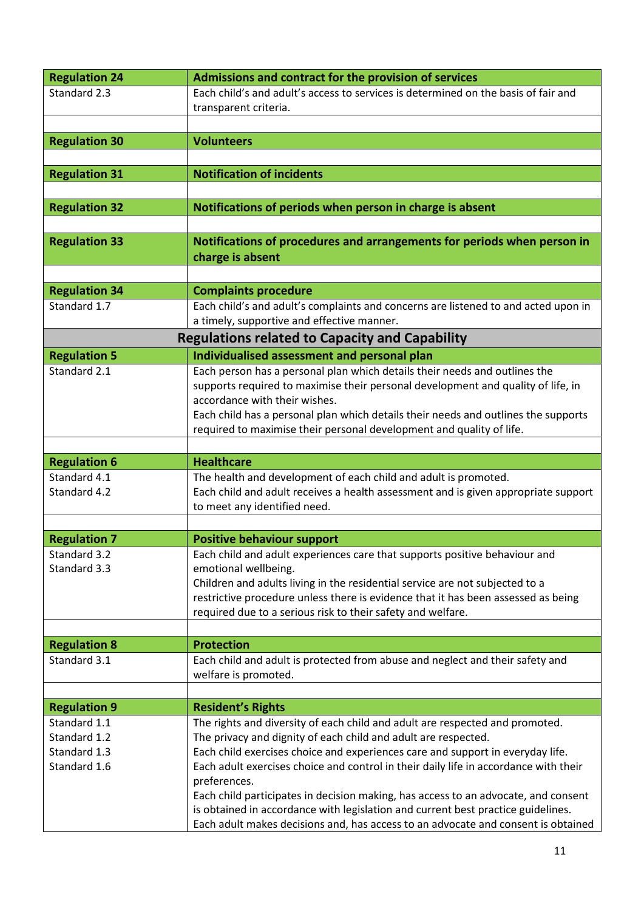| **Regulation 24** | **Admissions and contract for the provision of services** |
|---|---|
| Standard 2.3 | Each child's and adult's access to services is determined on the basis of fair and transparent criteria. |
| | |
| **Regulation 30** | **Volunteers** |
| | |
| **Regulation 31** | **Notification of incidents** |
| | |
| **Regulation 32** | **Notifications of periods when person in charge is absent** |
| | |
| **Regulation 33** | **Notifications of procedures and arrangements for periods when person in charge is absent** |
| | |
| **Regulation 34** | **Complaints procedure** |
| Standard 1.7 | Each child's and adult's complaints and concerns are listened to and acted upon in a timely, supportive and effective manner. |
| **Regulations related to Capacity and Capability** | |
| **Regulation 5** | **Individualised assessment and personal plan** |
| Standard 2.1 | Each person has a personal plan which details their needs and outlines the supports required to maximise their personal development and quality of life, in accordance with their wishes.<br>Each child has a personal plan which details their needs and outlines the supports required to maximise their personal development and quality of life. |
| | |
| **Regulation 6** | **Healthcare** |
| Standard 4.1<br>Standard 4.2 | The health and development of each child and adult is promoted.<br>Each child and adult receives a health assessment and is given appropriate support to meet any identified need. |
| | |
| **Regulation 7** | **Positive behaviour support** |
| Standard 3.2<br>Standard 3.3 | Each child and adult experiences care that supports positive behaviour and emotional wellbeing.<br>Children and adults living in the residential service are not subjected to a restrictive procedure unless there is evidence that it has been assessed as being required due to a serious risk to their safety and welfare. |
| | |
| **Regulation 8** | **Protection** |
| Standard 3.1 | Each child and adult is protected from abuse and neglect and their safety and welfare is promoted. |
| | |
| **Regulation 9** | **Resident's Rights** |
| Standard 1.1<br>Standard 1.2<br>Standard 1.3<br>Standard 1.6 | The rights and diversity of each child and adult are respected and promoted.<br>The privacy and dignity of each child and adult are respected.<br>Each child exercises choice and experiences care and support in everyday life.<br>Each adult exercises choice and control in their daily life in accordance with their preferences.<br>Each child participates in decision making, has access to an advocate, and consent is obtained in accordance with legislation and current best practice guidelines.<br>Each adult makes decisions and, has access to an advocate and consent is obtained |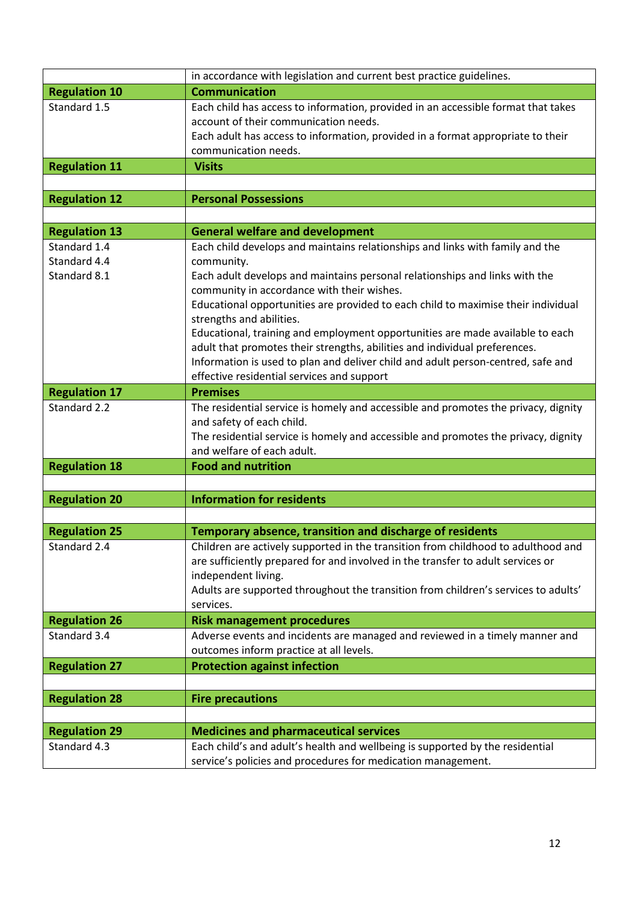| | |
|---|---|
| | in accordance with legislation and current best practice guidelines. |
| **Regulation 10** | **Communication** |
| Standard 1.5 | Each child has access to information, provided in an accessible format that takes account of their communication needs.<br>Each adult has access to information, provided in a format appropriate to their communication needs. |
| **Regulation 11** | **Visits** |
| | |
| **Regulation 12** | **Personal Possessions** |
| | |
| **Regulation 13** | **General welfare and development** |
| Standard 1.4<br>Standard 4.4<br>Standard 8.1 | Each child develops and maintains relationships and links with family and the community.<br>Each adult develops and maintains personal relationships and links with the community in accordance with their wishes.<br>Educational opportunities are provided to each child to maximise their individual strengths and abilities.<br>Educational, training and employment opportunities are made available to each adult that promotes their strengths, abilities and individual preferences.<br>Information is used to plan and deliver child and adult person-centred, safe and effective residential services and support |
| **Regulation 17** | **Premises** |
| Standard 2.2 | The residential service is homely and accessible and promotes the privacy, dignity and safety of each child.<br>The residential service is homely and accessible and promotes the privacy, dignity and welfare of each adult. |
| **Regulation 18** | **Food and nutrition** |
| | |
| **Regulation 20** | **Information for residents** |
| | |
| **Regulation 25** | **Temporary absence, transition and discharge of residents** |
| Standard 2.4 | Children are actively supported in the transition from childhood to adulthood and are sufficiently prepared for and involved in the transfer to adult services or independent living.<br>Adults are supported throughout the transition from children's services to adults' services. |
| **Regulation 26** | **Risk management procedures** |
| Standard 3.4 | Adverse events and incidents are managed and reviewed in a timely manner and outcomes inform practice at all levels. |
| **Regulation 27** | **Protection against infection** |
| | |
| **Regulation 28** | **Fire precautions** |
| | |
| **Regulation 29** | **Medicines and pharmaceutical services** |
| Standard 4.3 | Each child's and adult's health and wellbeing is supported by the residential service's policies and procedures for medication management. |